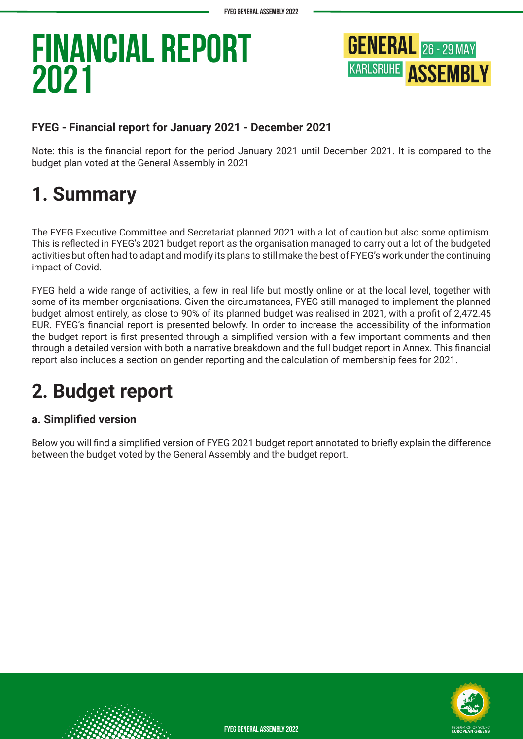# FINANCIAL REPORT 2021

GENERAL ASSEMBLY 26 - 29 MAY KARLSRUHE

**FYEG - Financial report for January 2021 - December 2021**

Note: this is the financial report for the period January 2021 until December 2021. It is compared to the budget plan voted at the General Assembly in 2021

## 1. Summary

The FYEG Executive Committee and Secretariat planned 2021 with a lot of caution but also some optimism. This is reflected in FYEG's 2021 budget report as the organisation managed to carry out a lot of the budgeted activities but often had to adapt and modify its plans to still make the best of FYEG's work under the continuing impact of Covid.

FYEG held a wide range of activities, a few in real life but mostly online or at the local level, together with some of its member organisations. Given the circumstances, FYEG still managed to implement the planned budget almost entirely, as close to 90% of its planned budget was realised in 2021, with a profit of 2,472.45 EUR. FYEG's financial report is presented belowfy. In order to increase the accessibility of the information the budget report is first presented through a simplified version with a few important comments and then through a detailed version with both a narrative breakdown and the full budget report in Annex. This financial report also includes a section on gender reporting and the calculation of membership fees for 2021.

## 2. Budget report

### a. Simplified version

Below you will find a simplified version of FYEG 2021 budget report annotated to briefly explain the difference between the budget voted by the General Assembly and the budget report.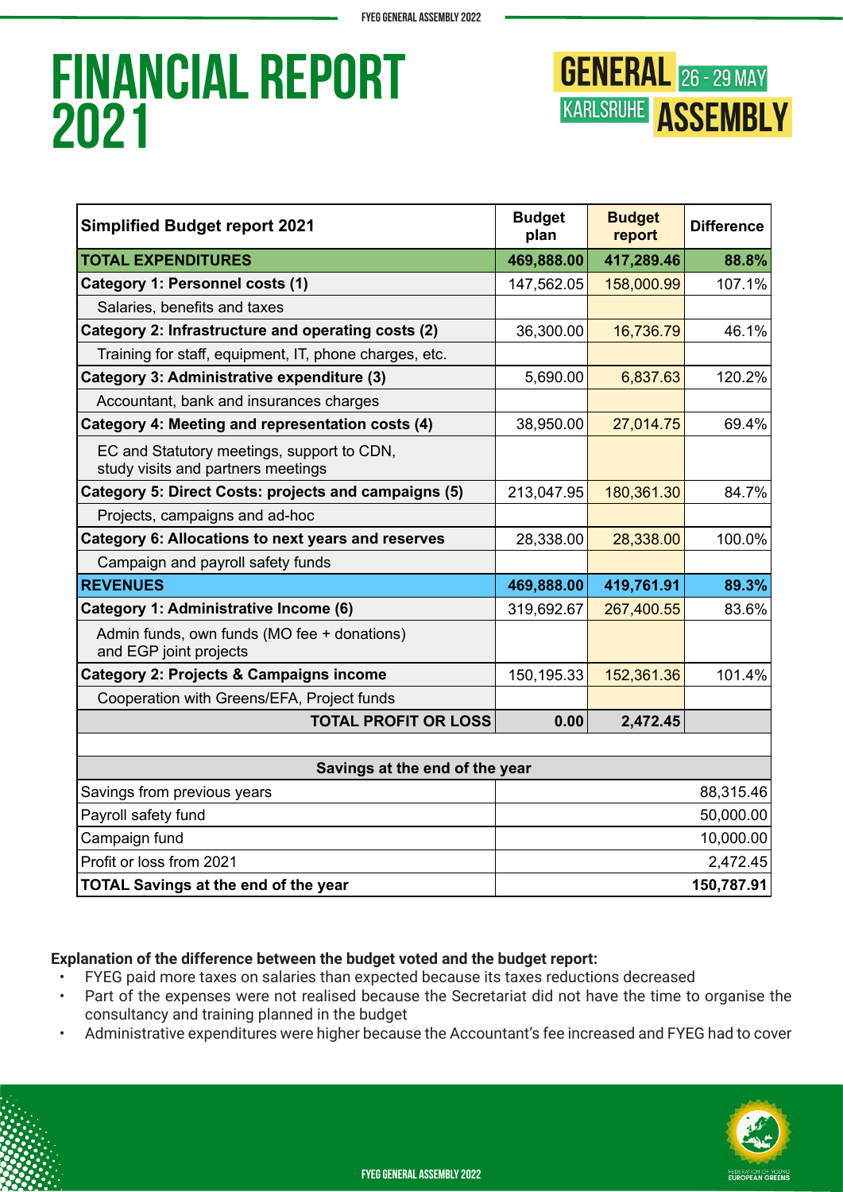# FINANCIAL REPORT 2021

GENERAL ASSEMBLY 26 - 29 MAY KARLSRUHE

| Simplified Budget report 2021 | Budget plan | Budget report | Difference |
|---|---|---|---|
| **TOTAL EXPENDITURES** | **469,888.00** | **417,289.46** | **88.8%** |
| **Category 1: Personnel costs (1)** | 147,562.05 | 158,000.99 | 107.1% |
| Salaries, benefits and taxes | | | |
| **Category 2: Infrastructure and operating costs (2)** | 36,300.00 | 16,736.79 | 46.1% |
| Training for staff, equipment, IT, phone charges, etc. | | | |
| **Category 3: Administrative expenditure (3)** | 5,690.00 | 6,837.63 | 120.2% |
| Accountant, bank and insurances charges | | | |
| **Category 4: Meeting and representation costs (4)** | 38,950.00 | 27,014.75 | 69.4% |
| EC and Statutory meetings, support to CDN, study visits and partners meetings | | | |
| **Category 5: Direct Costs: projects and campaigns (5)** | 213,047.95 | 180,361.30 | 84.7% |
| Projects, campaigns and ad-hoc | | | |
| **Category 6: Allocations to next years and reserves** | 28,338.00 | 28,338.00 | 100.0% |
| Campaign and payroll safety funds | | | |
| **REVENUES** | **469,888.00** | **419,761.91** | **89.3%** |
| **Category 1: Administrative Income (6)** | 319,692.67 | 267,400.55 | 83.6% |
| Admin funds, own funds (MO fee + donations) and EGP joint projects | | | |
| **Category 2: Projects & Campaigns income** | 150,195.33 | 152,361.36 | 101.4% |
| Cooperation with Greens/EFA, Project funds | | | |
| **TOTAL PROFIT OR LOSS** | **0.00** | **2,472.45** | |

| Savings at the end of the year | |
|---|---|
| Savings from previous years | 88,315.46 |
| Payroll safety fund | 50,000.00 |
| Campaign fund | 10,000.00 |
| Profit or loss from 2021 | 2,472.45 |
| **TOTAL Savings at the end of the year** | **150,787.91** |

**Explanation of the difference between the budget voted and the budget report:**

- FYEG paid more taxes on salaries than expected because its taxes reductions decreased
- Part of the expenses were not realised because the Secretariat did not have the time to organise the consultancy and training planned in the budget
- Administrative expenditures were higher because the Accountant's fee increased and FYEG had to cover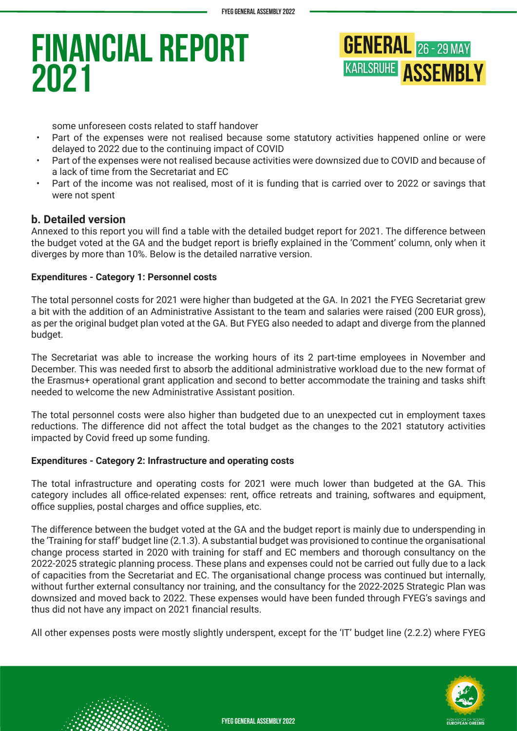some unforeseen costs related to staff handover

- Part of the expenses were not realised because some statutory activities happened online or were delayed to 2022 due to the continuing impact of COVID
- Part of the expenses were not realised because activities were downsized due to COVID and because of a lack of time from the Secretariat and EC
- Part of the income was not realised, most of it is funding that is carried over to 2022 or savings that were not spent

### b. Detailed version

Annexed to this report you will find a table with the detailed budget report for 2021. The difference between the budget voted at the GA and the budget report is briefly explained in the 'Comment' column, only when it diverges by more than 10%. Below is the detailed narrative version.

**Expenditures - Category 1: Personnel costs**

The total personnel costs for 2021 were higher than budgeted at the GA. In 2021 the FYEG Secretariat grew a bit with the addition of an Administrative Assistant to the team and salaries were raised (200 EUR gross), as per the original budget plan voted at the GA. But FYEG also needed to adapt and diverge from the planned budget.

The Secretariat was able to increase the working hours of its 2 part-time employees in November and December. This was needed first to absorb the additional administrative workload due to the new format of the Erasmus+ operational grant application and second to better accommodate the training and tasks shift needed to welcome the new Administrative Assistant position.

The total personnel costs were also higher than budgeted due to an unexpected cut in employment taxes reductions. The difference did not affect the total budget as the changes to the 2021 statutory activities impacted by Covid freed up some funding.

**Expenditures - Category 2: Infrastructure and operating costs**

The total infrastructure and operating costs for 2021 were much lower than budgeted at the GA. This category includes all office-related expenses: rent, office retreats and training, softwares and equipment, office supplies, postal charges and office supplies, etc.

The difference between the budget voted at the GA and the budget report is mainly due to underspending in the 'Training for staff' budget line (2.1.3). A substantial budget was provisioned to continue the organisational change process started in 2020 with training for staff and EC members and thorough consultancy on the 2022-2025 strategic planning process. These plans and expenses could not be carried out fully due to a lack of capacities from the Secretariat and EC. The organisational change process was continued but internally, without further external consultancy nor training, and the consultancy for the 2022-2025 Strategic Plan was downsized and moved back to 2022. These expenses would have been funded through FYEG's savings and thus did not have any impact on 2021 financial results.

All other expenses posts were mostly slightly underspent, except for the 'IT' budget line (2.2.2) where FYEG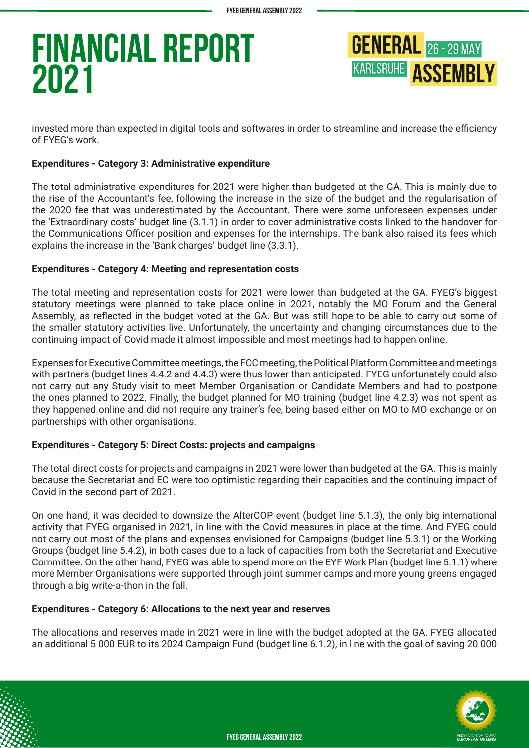invested more than expected in digital tools and softwares in order to streamline and increase the efficiency of FYEG's work.

**Expenditures - Category 3: Administrative expenditure**

The total administrative expenditures for 2021 were higher than budgeted at the GA. This is mainly due to the rise of the Accountant's fee, following the increase in the size of the budget and the regularisation of the 2020 fee that was underestimated by the Accountant. There were some unforeseen expenses under the 'Extraordinary costs' budget line (3.1.1) in order to cover administrative costs linked to the handover for the Communications Officer position and expenses for the internships. The bank also raised its fees which explains the increase in the 'Bank charges' budget line (3.3.1).

**Expenditures - Category 4: Meeting and representation costs**

The total meeting and representation costs for 2021 were lower than budgeted at the GA. FYEG's biggest statutory meetings were planned to take place online in 2021, notably the MO Forum and the General Assembly, as reflected in the budget voted at the GA. But was still hope to be able to carry out some of the smaller statutory activities live. Unfortunately, the uncertainty and changing circumstances due to the continuing impact of Covid made it almost impossible and most meetings had to happen online.

Expenses for Executive Committee meetings, the FCC meeting, the Political Platform Committee and meetings with partners (budget lines 4.4.2 and 4.4.3) were thus lower than anticipated. FYEG unfortunately could also not carry out any Study visit to meet Member Organisation or Candidate Members and had to postpone the ones planned to 2022. Finally, the budget planned for MO training (budget line 4.2.3) was not spent as they happened online and did not require any trainer's fee, being based either on MO to MO exchange or on partnerships with other organisations.

**Expenditures - Category 5: Direct Costs: projects and campaigns**

The total direct costs for projects and campaigns in 2021 were lower than budgeted at the GA. This is mainly because the Secretariat and EC were too optimistic regarding their capacities and the continuing impact of Covid in the second part of 2021.

On one hand, it was decided to downsize the AlterCOP event (budget line 5.1.3), the only big international activity that FYEG organised in 2021, in line with the Covid measures in place at the time. And FYEG could not carry out most of the plans and expenses envisioned for Campaigns (budget line 5.3.1) or the Working Groups (budget line 5.4.2), in both cases due to a lack of capacities from both the Secretariat and Executive Committee. On the other hand, FYEG was able to spend more on the EYF Work Plan (budget line 5.1.1) where more Member Organisations were supported through joint summer camps and more young greens engaged through a big write-a-thon in the fall.

**Expenditures - Category 6: Allocations to the next year and reserves**

The allocations and reserves made in 2021 were in line with the budget adopted at the GA. FYEG allocated an additional 5 000 EUR to its 2024 Campaign Fund (budget line 6.1.2), in line with the goal of saving 20 000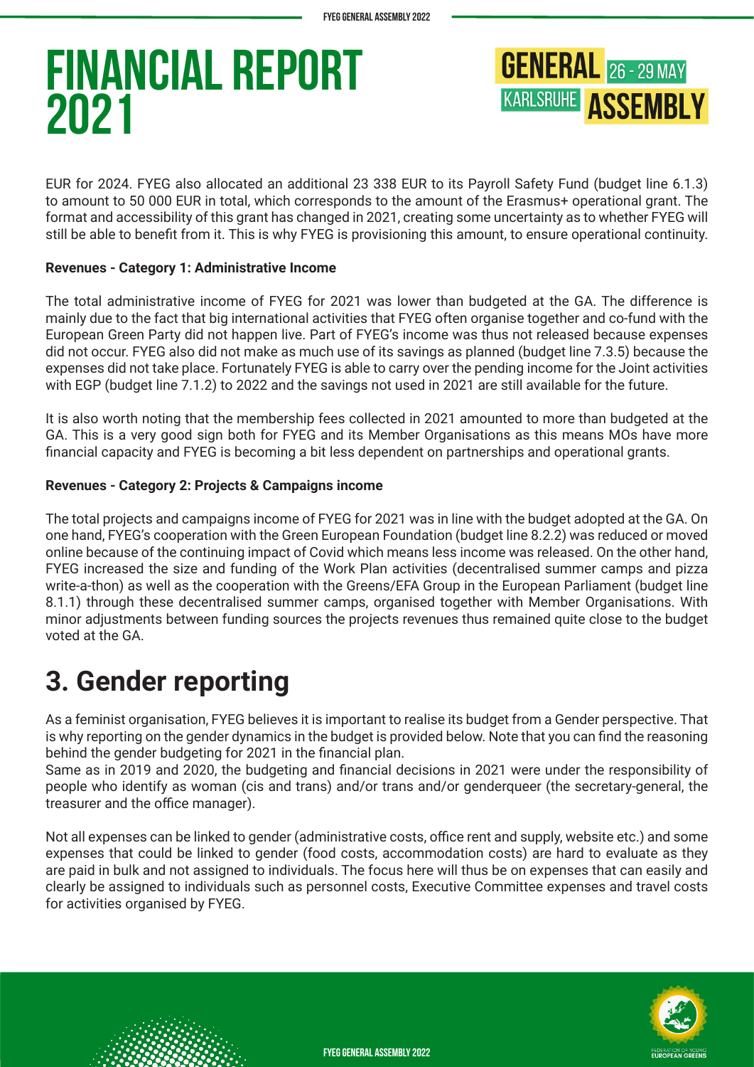# FINANCIAL REPORT 2021

EUR for 2024. FYEG also allocated an additional 23 338 EUR to its Payroll Safety Fund (budget line 6.1.3) to amount to 50 000 EUR in total, which corresponds to the amount of the Erasmus+ operational grant. The format and accessibility of this grant has changed in 2021, creating some uncertainty as to whether FYEG will still be able to benefit from it. This is why FYEG is provisioning this amount, to ensure operational continuity.

**Revenues - Category 1: Administrative Income**

The total administrative income of FYEG for 2021 was lower than budgeted at the GA. The difference is mainly due to the fact that big international activities that FYEG often organise together and co-fund with the European Green Party did not happen live. Part of FYEG's income was thus not released because expenses did not occur. FYEG also did not make as much use of its savings as planned (budget line 7.3.5) because the expenses did not take place. Fortunately FYEG is able to carry over the pending income for the Joint activities with EGP (budget line 7.1.2) to 2022 and the savings not used in 2021 are still available for the future.

It is also worth noting that the membership fees collected in 2021 amounted to more than budgeted at the GA. This is a very good sign both for FYEG and its Member Organisations as this means MOs have more financial capacity and FYEG is becoming a bit less dependent on partnerships and operational grants.

**Revenues - Category 2: Projects & Campaigns income**

The total projects and campaigns income of FYEG for 2021 was in line with the budget adopted at the GA. On one hand, FYEG's cooperation with the Green European Foundation (budget line 8.2.2) was reduced or moved online because of the continuing impact of Covid which means less income was released. On the other hand, FYEG increased the size and funding of the Work Plan activities (decentralised summer camps and pizza write-a-thon) as well as the cooperation with the Greens/EFA Group in the European Parliament (budget line 8.1.1) through these decentralised summer camps, organised together with Member Organisations. With minor adjustments between funding sources the projects revenues thus remained quite close to the budget voted at the GA.

## 3. Gender reporting

As a feminist organisation, FYEG believes it is important to realise its budget from a Gender perspective. That is why reporting on the gender dynamics in the budget is provided below. Note that you can find the reasoning behind the gender budgeting for 2021 in the financial plan.
Same as in 2019 and 2020, the budgeting and financial decisions in 2021 were under the responsibility of people who identify as woman (cis and trans) and/or trans and/or genderqueer (the secretary-general, the treasurer and the office manager).

Not all expenses can be linked to gender (administrative costs, office rent and supply, website etc.) and some expenses that could be linked to gender (food costs, accommodation costs) are hard to evaluate as they are paid in bulk and not assigned to individuals. The focus here will thus be on expenses that can easily and clearly be assigned to individuals such as personnel costs, Executive Committee expenses and travel costs for activities organised by FYEG.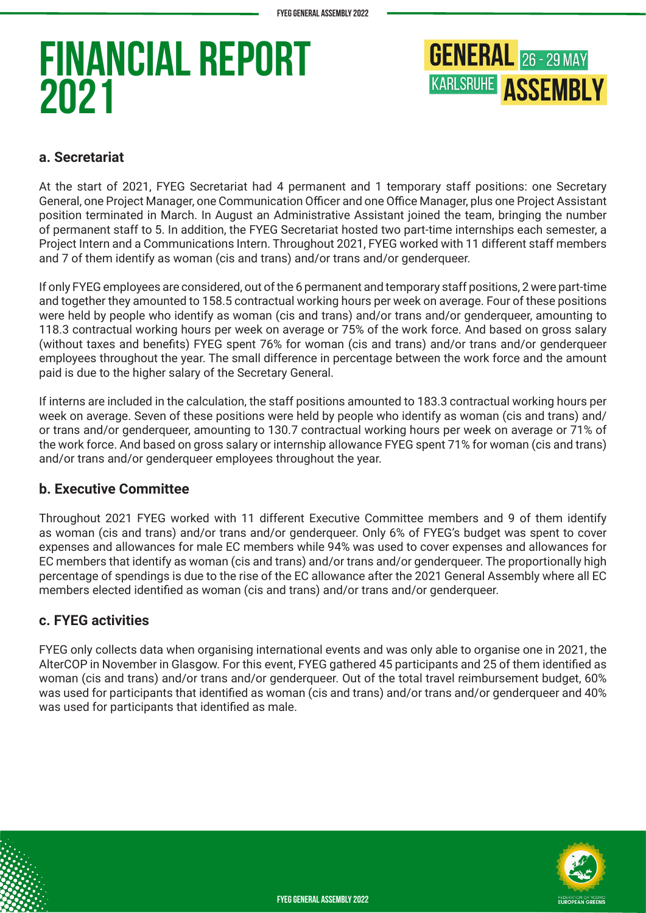# FINANCIAL REPORT 2021

GENERAL 26 - 29 MAY KARLSRUHE ASSEMBLY

## a. Secretariat

At the start of 2021, FYEG Secretariat had 4 permanent and 1 temporary staff positions: one Secretary General, one Project Manager, one Communication Officer and one Office Manager, plus one Project Assistant position terminated in March. In August an Administrative Assistant joined the team, bringing the number of permanent staff to 5. In addition, the FYEG Secretariat hosted two part-time internships each semester, a Project Intern and a Communications Intern. Throughout 2021, FYEG worked with 11 different staff members and 7 of them identify as woman (cis and trans) and/or trans and/or genderqueer.

If only FYEG employees are considered, out of the 6 permanent and temporary staff positions, 2 were part-time and together they amounted to 158.5 contractual working hours per week on average. Four of these positions were held by people who identify as woman (cis and trans) and/or trans and/or genderqueer, amounting to 118.3 contractual working hours per week on average or 75% of the work force. And based on gross salary (without taxes and benefits) FYEG spent 76% for woman (cis and trans) and/or trans and/or genderqueer employees throughout the year. The small difference in percentage between the work force and the amount paid is due to the higher salary of the Secretary General.

If interns are included in the calculation, the staff positions amounted to 183.3 contractual working hours per week on average. Seven of these positions were held by people who identify as woman (cis and trans) and/or trans and/or genderqueer, amounting to 130.7 contractual working hours per week on average or 71% of the work force. And based on gross salary or internship allowance FYEG spent 71% for woman (cis and trans) and/or trans and/or genderqueer employees throughout the year.

## b. Executive Committee

Throughout 2021 FYEG worked with 11 different Executive Committee members and 9 of them identify as woman (cis and trans) and/or trans and/or genderqueer. Only 6% of FYEG's budget was spent to cover expenses and allowances for male EC members while 94% was used to cover expenses and allowances for EC members that identify as woman (cis and trans) and/or trans and/or genderqueer. The proportionally high percentage of spendings is due to the rise of the EC allowance after the 2021 General Assembly where all EC members elected identified as woman (cis and trans) and/or trans and/or genderqueer.

## c. FYEG activities

FYEG only collects data when organising international events and was only able to organise one in 2021, the AlterCOP in November in Glasgow. For this event, FYEG gathered 45 participants and 25 of them identified as woman (cis and trans) and/or trans and/or genderqueer. Out of the total travel reimbursement budget, 60% was used for participants that identified as woman (cis and trans) and/or trans and/or genderqueer and 40% was used for participants that identified as male.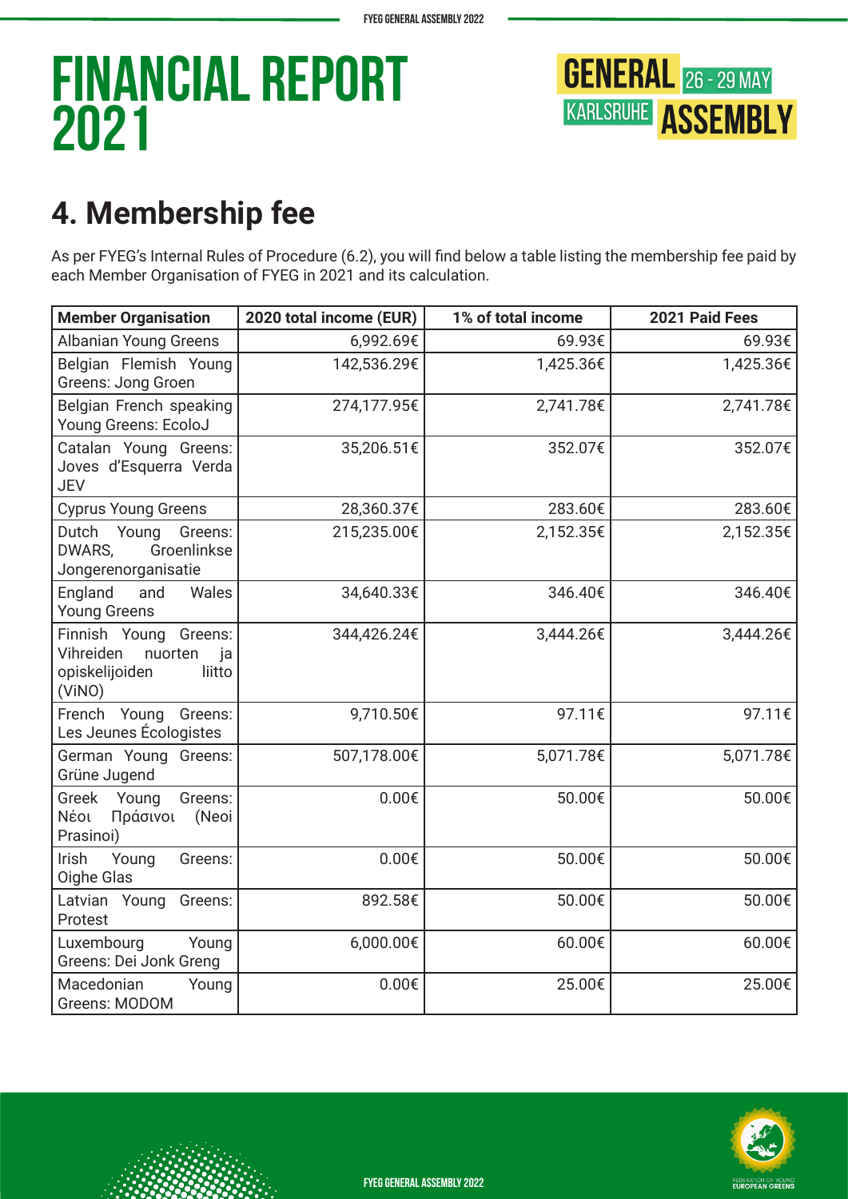# FINANCIAL REPORT 2021

## 4. Membership fee

As per FYEG's Internal Rules of Procedure (6.2), you will find below a table listing the membership fee paid by each Member Organisation of FYEG in 2021 and its calculation.

| Member Organisation | 2020 total income (EUR) | 1% of total income | 2021 Paid Fees |
|---|---|---|---|
| Albanian Young Greens | 6,992.69€ | 69.93€ | 69.93€ |
| Belgian Flemish Young Greens: Jong Groen | 142,536.29€ | 1,425.36€ | 1,425.36€ |
| Belgian French speaking Young Greens: EcoloJ | 274,177.95€ | 2,741.78€ | 2,741.78€ |
| Catalan Young Greens: Joves d'Esquerra Verda JEV | 35,206.51€ | 352.07€ | 352.07€ |
| Cyprus Young Greens | 28,360.37€ | 283.60€ | 283.60€ |
| Dutch Young Greens: DWARS, Groenlinkse Jongerenorganisatie | 215,235.00€ | 2,152.35€ | 2,152.35€ |
| England and Wales Young Greens | 34,640.33€ | 346.40€ | 346.40€ |
| Finnish Young Greens: Vihreiden nuorten ja opiskelijoiden liitto (ViNO) | 344,426.24€ | 3,444.26€ | 3,444.26€ |
| French Young Greens: Les Jeunes Écologistes | 9,710.50€ | 97.11€ | 97.11€ |
| German Young Greens: Grüne Jugend | 507,178.00€ | 5,071.78€ | 5,071.78€ |
| Greek Young Greens: Νέοι Πράσινοι (Neoi Prasinoi) | 0.00€ | 50.00€ | 50.00€ |
| Irish Young Greens: Oighe Glas | 0.00€ | 50.00€ | 50.00€ |
| Latvian Young Greens: Protest | 892.58€ | 50.00€ | 50.00€ |
| Luxembourg Young Greens: Dei Jonk Greng | 6,000.00€ | 60.00€ | 60.00€ |
| Macedonian Young Greens: MODOM | 0.00€ | 25.00€ | 25.00€ |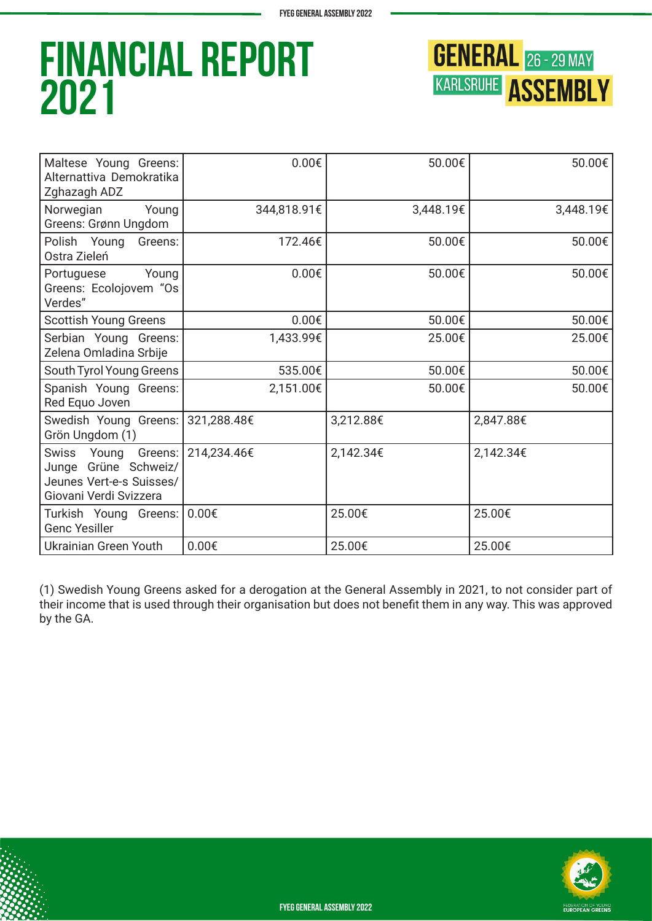# FINANCIAL REPORT 2021

| | | | |
|---|---|---|---|
| Maltese Young Greens: Alternattiva Demokratika Zghazagh ADZ | 0.00€ | 50.00€ | 50.00€ |
| Norwegian Young Greens: Grønn Ungdom | 344,818.91€ | 3,448.19€ | 3,448.19€ |
| Polish Young Greens: Ostra Zieleń | 172.46€ | 50.00€ | 50.00€ |
| Portuguese Young Greens: Ecolojovem "Os Verdes" | 0.00€ | 50.00€ | 50.00€ |
| Scottish Young Greens | 0.00€ | 50.00€ | 50.00€ |
| Serbian Young Greens: Zelena Omladina Srbije | 1,433.99€ | 25.00€ | 25.00€ |
| South Tyrol Young Greens | 535.00€ | 50.00€ | 50.00€ |
| Spanish Young Greens: Red Equo Joven | 2,151.00€ | 50.00€ | 50.00€ |
| Swedish Young Greens: Grön Ungdom (1) | 321,288.48€ | 3,212.88€ | 2,847.88€ |
| Swiss Young Greens: Junge Grüne Schweiz/ Jeunes Vert-e-s Suisses/ Giovani Verdi Svizzera | 214,234.46€ | 2,142.34€ | 2,142.34€ |
| Turkish Young Greens: Genc Yesiller | 0.00€ | 25.00€ | 25.00€ |
| Ukrainian Green Youth | 0.00€ | 25.00€ | 25.00€ |

(1) Swedish Young Greens asked for a derogation at the General Assembly in 2021, to not consider part of their income that is used through their organisation but does not benefit them in any way. This was approved by the GA.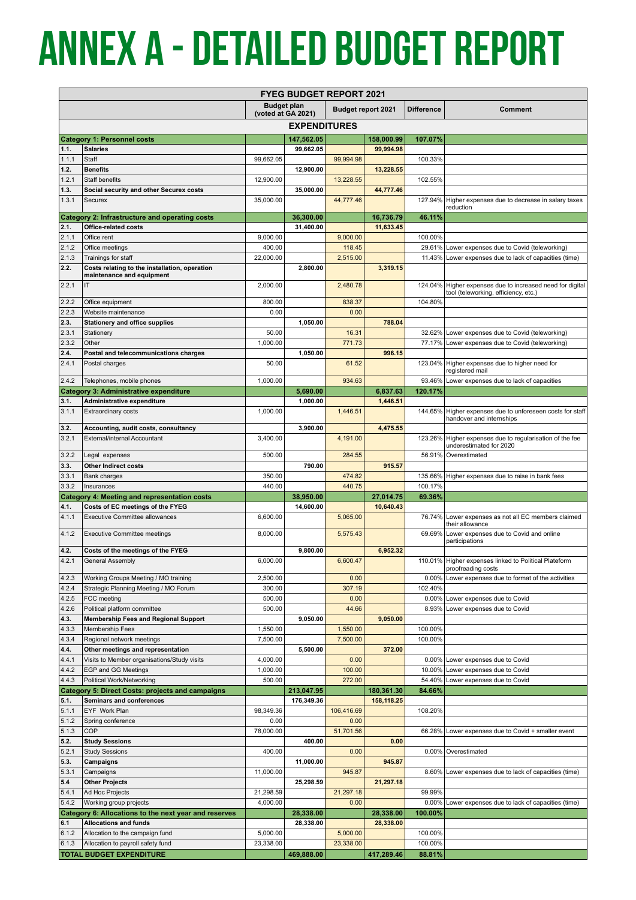# ANNEX A - DETAILED BUDGET REPORT

| FYEG BUDGET REPORT 2021 | | | | | | | |
|---|---|---|---|---|---|---|---|
| | | Budget plan (voted at GA 2021) | | Budget report 2021 | | Difference | Comment |
| **EXPENDITURES** | | | | | | | |
| **Category 1: Personnel costs** | | | **147,562.05** | | **158,000.99** | **107.07%** | |
| **1.1.** | **Salaries** | | **99,662.05** | | **99,994.98** | | |
| 1.1.1 | Staff | 99,662.05 | | 99,994.98 | | 100.33% | |
| **1.2.** | **Benefits** | | **12,900.00** | | **13,228.55** | | |
| 1.2.1 | Staff benefits | 12,900.00 | | 13,228.55 | | 102.55% | |
| **1.3.** | **Social security and other Securex costs** | | **35,000.00** | | **44,777.46** | | |
| 1.3.1 | Securex | 35,000.00 | | 44,777.46 | | 127.94% | Higher expenses due to decrease in salary taxes reduction |
| **Category 2: Infrastructure and operating costs** | | | **36,300.00** | | **16,736.79** | **46.11%** | |
| **2.1.** | **Office-related costs** | | **31,400.00** | | **11,633.45** | | |
| 2.1.1 | Office rent | 9,000.00 | | 9,000.00 | | 100.00% | |
| 2.1.2 | Office meetings | 400.00 | | 118.45 | | 29.61% | Lower expenses due to Covid (teleworking) |
| 2.1.3 | Trainings for staff | 22,000.00 | | 2,515.00 | | 11.43% | Lower expenses due to lack of capacities (time) |
| **2.2.** | **Costs relating to the installation, operation maintenance and equipment** | | **2,800.00** | | **3,319.15** | | |
| 2.2.1 | IT | 2,000.00 | | 2,480.78 | | 124.04% | Higher expenses due to increased need for digital tool (teleworking, efficiency, etc.) |
| 2.2.2 | Office equipment | 800.00 | | 838.37 | | 104.80% | |
| 2.2.3 | Website maintenance | 0.00 | | 0.00 | | | |
| **2.3.** | **Stationery and office supplies** | | **1,050.00** | | **788.04** | | |
| 2.3.1 | Stationery | 50.00 | | 16.31 | | 32.62% | Lower expenses due to Covid (teleworking) |
| 2.3.2 | Other | 1,000.00 | | 771.73 | | 77.17% | Lower expenses due to Covid (teleworking) |
| **2.4.** | **Postal and telecommunications charges** | | **1,050.00** | | **996.15** | | |
| 2.4.1 | Postal charges | 50.00 | | 61.52 | | 123.04% | Higher expenses due to higher need for registered mail |
| 2.4.2 | Telephones, mobile phones | 1,000.00 | | 934.63 | | 93.46% | Lower expenses due to lack of capacities |
| **Category 3: Administrative expenditure** | | | **5,690.00** | | **6,837.63** | **120.17%** | |
| **3.1.** | **Administrative expenditure** | | **1,000.00** | | **1,446.51** | | |
| 3.1.1 | Extraordinary costs | 1,000.00 | | 1,446.51 | | 144.65% | Higher expenses due to unforeseen costs for staff handover and internships |
| **3.2.** | **Accounting, audit costs, consultancy** | | **3,900.00** | | **4,475.55** | | |
| 3.2.1 | External/internal Accountant | 3,400.00 | | 4,191.00 | | 123.26% | Higher expenses due to regularisation of the fee underestimated for 2020 |
| 3.2.2 | Legal expenses | 500.00 | | 284.55 | | 56.91% | Overestimated |
| **3.3.** | **Other Indirect costs** | | **790.00** | | **915.57** | | |
| 3.3.1 | Bank charges | 350.00 | | 474.82 | | 135.66% | Higher expenses due to raise in bank fees |
| 3.3.2 | Insurances | 440.00 | | 440.75 | | 100.17% | |
| **Category 4: Meeting and representation costs** | | | **38,950.00** | | **27,014.75** | **69.36%** | |
| **4.1.** | **Costs of EC meetings of the FYEG** | | **14,600.00** | | **10,640.43** | | |
| 4.1.1 | Executive Committee allowances | 6,600.00 | | 5,065.00 | | 76.74% | Lower expenses as not all EC members claimed their allowance |
| 4.1.2 | Executive Committee meetings | 8,000.00 | | 5,575.43 | | 69.69% | Lower expenses due to Covid and online participations |
| **4.2.** | **Costs of the meetings of the FYEG** | | **9,800.00** | | **6,952.32** | | |
| 4.2.1 | General Assembly | 6,000.00 | | 6,600.47 | | 110.01% | Higher expenses linked to Political Plateform proofreading costs |
| 4.2.3 | Working Groups Meeting / MO training | 2,500.00 | | 0.00 | | 0.00% | Lower expenses due to format of the activities |
| 4.2.4 | Strategic Planning Meeting / MO Forum | 300.00 | | 307.19 | | 102.40% | |
| 4.2.5 | FCC meeting | 500.00 | | 0.00 | | 0.00% | Lower expenses due to Covid |
| 4.2.6 | Political platform committee | 500.00 | | 44.66 | | 8.93% | Lower expenses due to Covid |
| **4.3.** | **Membership Fees and Regional Support** | | **9,050.00** | | **9,050.00** | | |
| 4.3.3 | Membership Fees | 1,550.00 | | 1,550.00 | | 100.00% | |
| 4.3.4 | Regional network meetings | 7,500.00 | | 7,500.00 | | 100.00% | |
| **4.4.** | **Other meetings and representation** | | **5,500.00** | | **372.00** | | |
| 4.4.1 | Visits to Member organisations/Study visits | 4,000.00 | | 0.00 | | 0.00% | Lower expenses due to Covid |
| 4.4.2 | EGP and GG Meetings | 1,000.00 | | 100.00 | | 10.00% | Lower expenses due to Covid |
| 4.4.3 | Political Work/Networking | 500.00 | | 272.00 | | 54.40% | Lower expenses due to Covid |
| **Category 5: Direct Costs: projects and campaigns** | | | **213,047.95** | | **180,361.30** | **84.66%** | |
| **5.1.** | **Seminars and conferences** | | **176,349.36** | | **158,118.25** | | |
| 5.1.1 | EYF Work Plan | 98,349.36 | | 106,416.69 | | 108.20% | |
| 5.1.2 | Spring conference | 0.00 | | 0.00 | | | |
| 5.1.3 | COP | 78,000.00 | | 51,701.56 | | 66.28% | Lower expenses due to Covid + smaller event |
| **5.2.** | **Study Sessions** | | **400.00** | | **0.00** | | |
| 5.2.1 | Study Sessions | 400.00 | | 0.00 | | 0.00% | Overestimated |
| **5.3.** | **Campaigns** | | **11,000.00** | | **945.87** | | |
| 5.3.1 | Campaigns | 11,000.00 | | 945.87 | | 8.60% | Lower expenses due to lack of capacities (time) |
| **5.4** | **Other Projects** | | **25,298.59** | | **21,297.18** | | |
| 5.4.1 | Ad Hoc Projects | 21,298.59 | | 21,297.18 | | 99.99% | |
| 5.4.2 | Working group projects | 4,000.00 | | 0.00 | | 0.00% | Lower expenses due to lack of capacities (time) |
| **Category 6: Allocations to the next year and reserves** | | | **28,338.00** | | **28,338.00** | **100.00%** | |
| **6.1** | **Allocations and funds** | | **28,338.00** | | **28,338.00** | | |
| 6.1.2 | Allocation to the campaign fund | 5,000.00 | | 5,000.00 | | 100.00% | |
| 6.1.3 | Allocation to payroll safety fund | 23,338.00 | | 23,338.00 | | 100.00% | |
| **TOTAL BUDGET EXPENDITURE** | | | **469,888.00** | | **417,289.46** | **88.81%** | |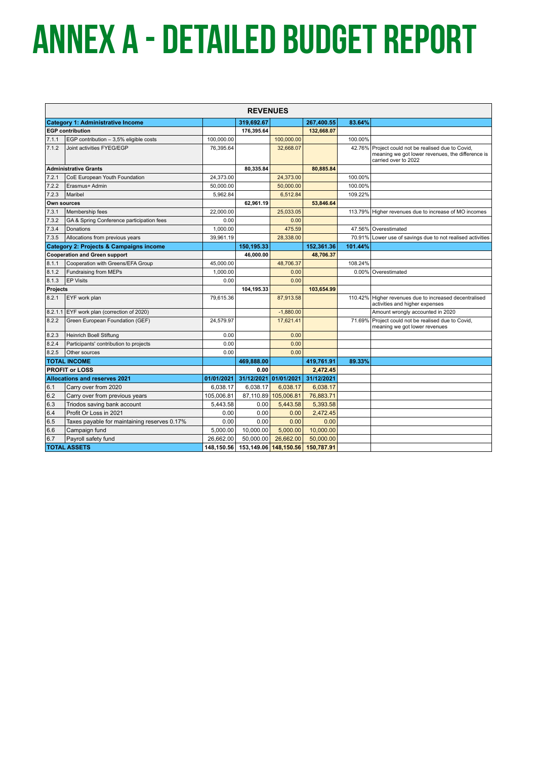# ANNEX A - DETAILED BUDGET REPORT

| REVENUES | | | | | | | |
|---|---|---|---|---|---|---|---|
| **Category 1: Administrative Income** | | | **319,692.67** | | **267,400.55** | **83.64%** | |
| **EGP contribution** | | | **176,395.64** | | **132,668.07** | | |
| 7.1.1 | EGP contribution – 3,5% eligible costs | 100,000.00 | | 100,000.00 | | 100.00% | |
| 7.1.2 | Joint activities FYEG/EGP | 76,395.64 | | 32,668.07 | | 42.76% | Project could not be realised due to Covid, meaning we got lower revenues, the difference is carried over to 2022 |
| **Administrative Grants** | | | **80,335.84** | | **80,885.84** | | |
| 7.2.1 | CoE European Youth Foundation | 24,373.00 | | 24,373.00 | | 100.00% | |
| 7.2.2 | Erasmus+ Admin | 50,000.00 | | 50,000.00 | | 100.00% | |
| 7.2.3 | Maribel | 5,962.84 | | 6,512.84 | | 109.22% | |
| **Own sources** | | | **62,961.19** | | **53,846.64** | | |
| 7.3.1 | Membership fees | 22,000.00 | | 25,033.05 | | 113.79% | Higher revenues due to increase of MO incomes |
| 7.3.2 | GA & Spring Conference participation fees | 0.00 | | 0.00 | | | |
| 7.3.4 | Donations | 1,000.00 | | 475.59 | | 47.56% | Overestimated |
| 7.3.5 | Allocations from previous years | 39,961.19 | | 28,338.00 | | 70.91% | Lower use of savings due to not realised activities |
| **Category 2: Projects & Campaigns income** | | | **150,195.33** | | **152,361.36** | **101.44%** | |
| **Cooperation and Green support** | | | **46,000.00** | | **48,706.37** | | |
| 8.1.1 | Cooperation with Greens/EFA Group | 45,000.00 | | 48,706.37 | | 108.24% | |
| 8.1.2 | Fundraising from MEPs | 1,000.00 | | 0.00 | | 0.00% | Overestimated |
| 8.1.3 | EP Visits | 0.00 | | 0.00 | | | |
| **Projects** | | | **104,195.33** | | **103,654.99** | | |
| 8.2.1 | EYF work plan | 79,615.36 | | 87,913.58 | | 110.42% | Higher revenues due to increased decentralised activities and higher expenses |
| 8.2.1.1 | EYF work plan (correction of 2020) | | | -1,880.00 | | | Amount wrongly accounted in 2020 |
| 8.2.2 | Green European Foundation (GEF) | 24,579.97 | | 17,621.41 | | 71.69% | Project could not be realised due to Covid, meaning we got lower revenues |
| 8.2.3 | Heinrich Boell Stiftung | 0.00 | | 0.00 | | | |
| 8.2.4 | Participants' contribution to projects | 0.00 | | 0.00 | | | |
| 8.2.5 | Other sources | 0.00 | | 0.00 | | | |
| **TOTAL INCOME** | | | **469,888.00** | | **419,761.91** | **89.33%** | |
| **PROFIT or LOSS** | | | **0.00** | | **2,472.45** | | |
| **Allocations and reserves 2021** | | **01/01/2021** | **31/12/2021** | **01/01/2021** | **31/12/2021** | | |
| 6.1 | Carry over from 2020 | 6,038.17 | 6,038.17 | 6,038.17 | 6,038.17 | | |
| 6.2 | Carry over from previous years | 105,006.81 | 87,110.89 | 105,006.81 | 76,883.71 | | |
| 6.3 | Triodos saving bank account | 5,443.58 | 0.00 | 5,443.58 | 5,393.58 | | |
| 6.4 | Profit Or Loss in 2021 | 0.00 | 0.00 | 0.00 | 2,472.45 | | |
| 6.5 | Taxes payable for maintaining reserves 0.17% | 0.00 | 0.00 | 0.00 | 0.00 | | |
| 6.6 | Campaign fund | 5,000.00 | 10,000.00 | 5,000.00 | 10,000.00 | | |
| 6.7 | Payroll safety fund | 26,662.00 | 50,000.00 | 26,662.00 | 50,000.00 | | |
| **TOTAL ASSETS** | | **148,150.56** | **153,149.06** | **148,150.56** | **150,787.91** | | |